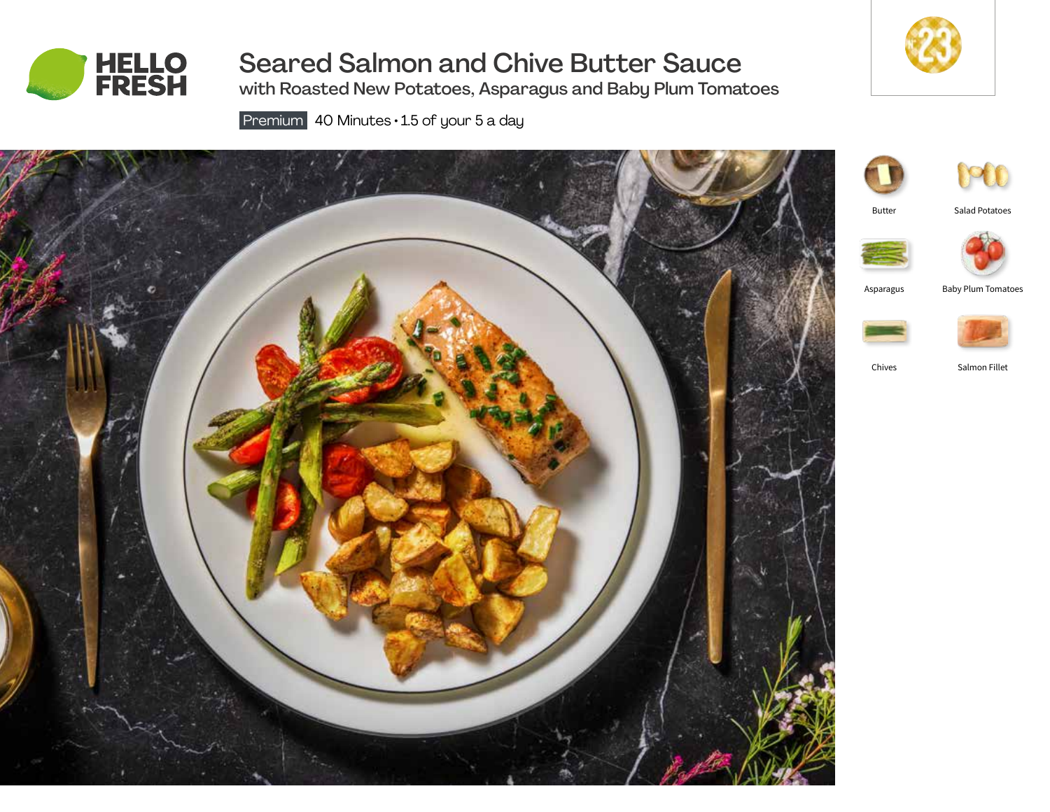# Seared Salmon and Chive Butter Sauce

## with Roasted New Potatoes, Asparagus and Baby Plum Tomatoes

Premium 40 Minutes • 1.5 of your 5 a day

23

- Butter
- Salad Potatoes
- Asparagus
- Baby Plum Tomatoes
- Chives
- Salmon Fillet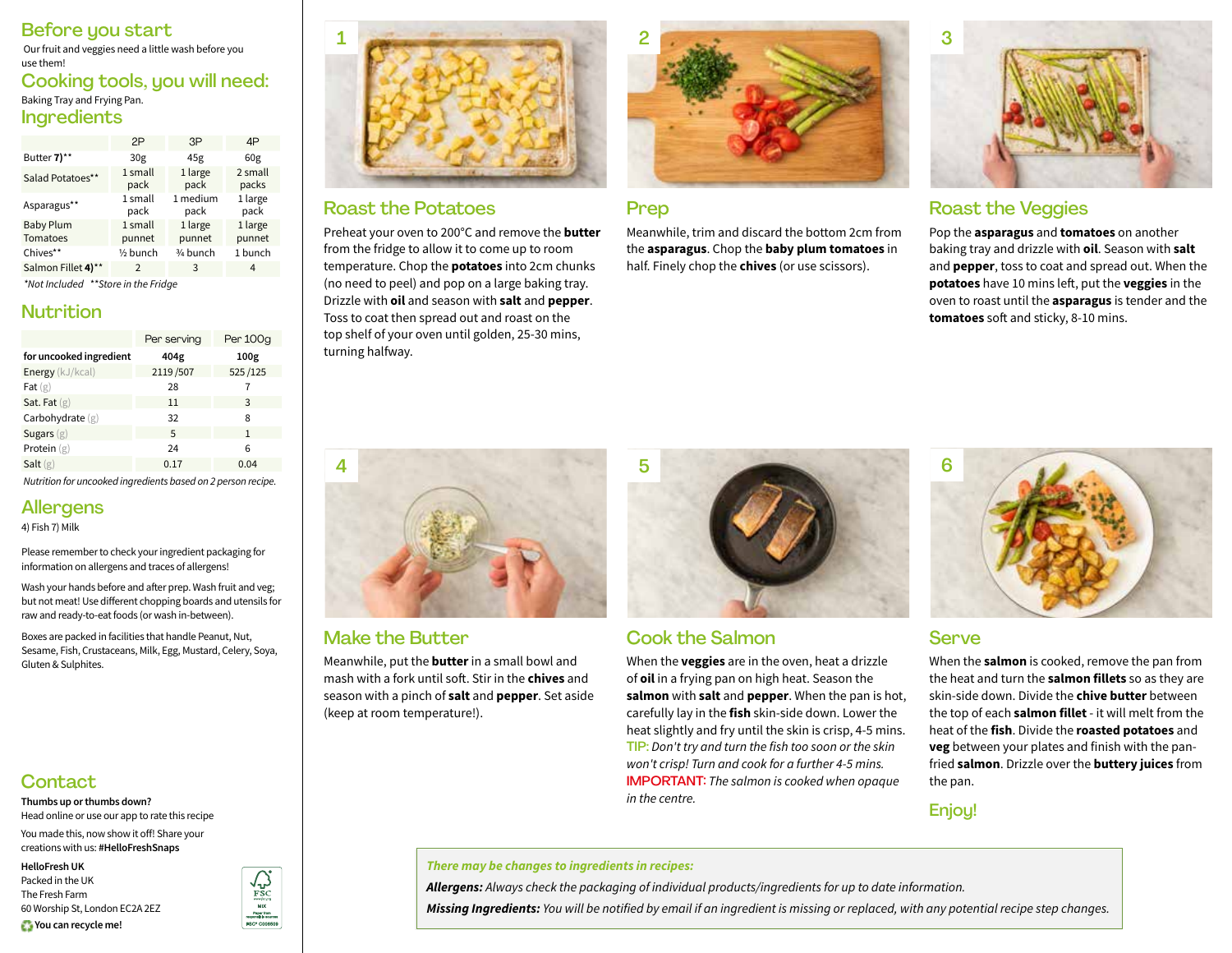## Before you start

Our fruit and veggies need a little wash before you use them!

## Cooking tools, you will need:

Baking Tray and Frying Pan.

## Ingredients

| | 2P | 3P | 4P |
|---|---|---|---|
| Butter **7)**** | 30g | 45g | 60g |
| Salad Potatoes** | 1 small pack | 1 large pack | 2 small packs |
| Asparagus** | 1 small pack | 1 medium pack | 1 large pack |
| Baby Plum Tomatoes | 1 small punnet | 1 large punnet | 1 large punnet |
| Chives** | ½ bunch | ¾ bunch | 1 bunch |
| Salmon Fillet **4)**** | 2 | 3 | 4 |

*\*Not Included \*\*Store in the Fridge*

## Nutrition

| | Per serving | Per 100g |
|---|---|---|
| **for uncooked ingredient** | **404g** | **100g** |
| Energy (kJ/kcal) | 2119 /507 | 525 /125 |
| Fat (g) | 28 | 7 |
| Sat. Fat (g) | 11 | 3 |
| Carbohydrate (g) | 32 | 8 |
| Sugars (g) | 5 | 1 |
| Protein (g) | 24 | 6 |
| Salt (g) | 0.17 | 0.04 |

*Nutrition for uncooked ingredients based on 2 person recipe.*

## Allergens

4) Fish 7) Milk

Please remember to check your ingredient packaging for information on allergens and traces of allergens!

Wash your hands before and after prep. Wash fruit and veg; but not meat! Use different chopping boards and utensils for raw and ready-to-eat foods (or wash in-between).

Boxes are packed in facilities that handle Peanut, Nut, Sesame, Fish, Crustaceans, Milk, Egg, Mustard, Celery, Soya, Gluten & Sulphites.

## Contact

**Thumbs up or thumbs down?**
Head online or use our app to rate this recipe

You made this, now show it off! Share your creations with us: **#HelloFreshSnaps**

**HelloFresh UK**
Packed in the UK
The Fresh Farm
60 Worship St, London EC2A 2EZ

**You can recycle me!**

## 1 Roast the Potatoes

Preheat your oven to 200°C and remove the **butter** from the fridge to allow it to come up to room temperature. Chop the **potatoes** into 2cm chunks (no need to peel) and pop on a large baking tray. Drizzle with **oil** and season with **salt** and **pepper**. Toss to coat then spread out and roast on the top shelf of your oven until golden, 25-30 mins, turning halfway.

## 2 Prep

Meanwhile, trim and discard the bottom 2cm from the **asparagus**. Chop the **baby plum tomatoes** in half. Finely chop the **chives** (or use scissors).

## 3 Roast the Veggies

Pop the **asparagus** and **tomatoes** on another baking tray and drizzle with **oil**. Season with **salt** and **pepper**, toss to coat and spread out. When the **potatoes** have 10 mins left, put the **veggies** in the oven to roast until the **asparagus** is tender and the **tomatoes** soft and sticky, 8-10 mins.

## 4 Make the Butter

Meanwhile, put the **butter** in a small bowl and mash with a fork until soft. Stir in the **chives** and season with a pinch of **salt** and **pepper**. Set aside (keep at room temperature!).

## 5 Cook the Salmon

When the **veggies** are in the oven, heat a drizzle of **oil** in a frying pan on high heat. Season the **salmon** with **salt** and **pepper**. When the pan is hot, carefully lay in the **fish** skin-side down. Lower the heat slightly and fry until the skin is crisp, 4-5 mins.

TIP: *Don't try and turn the fish too soon or the skin won't crisp! Turn and cook for a further 4-5 mins.*

IMPORTANT: *The salmon is cooked when opaque in the centre.*

## 6 Serve

When the **salmon** is cooked, remove the pan from the heat and turn the **salmon fillets** so as they are skin-side down. Divide the **chive butter** between the top of each **salmon fillet** - it will melt from the heat of the **fish**. Divide the **roasted potatoes** and **veg** between your plates and finish with the pan-fried **salmon**. Drizzle over the **buttery juices** from the pan.

**Enjoy!**

***There may be changes to ingredients in recipes:***

***Allergens:*** *Always check the packaging of individual products/ingredients for up to date information.*

***Missing Ingredients:*** *You will be notified by email if an ingredient is missing or replaced, with any potential recipe step changes.*